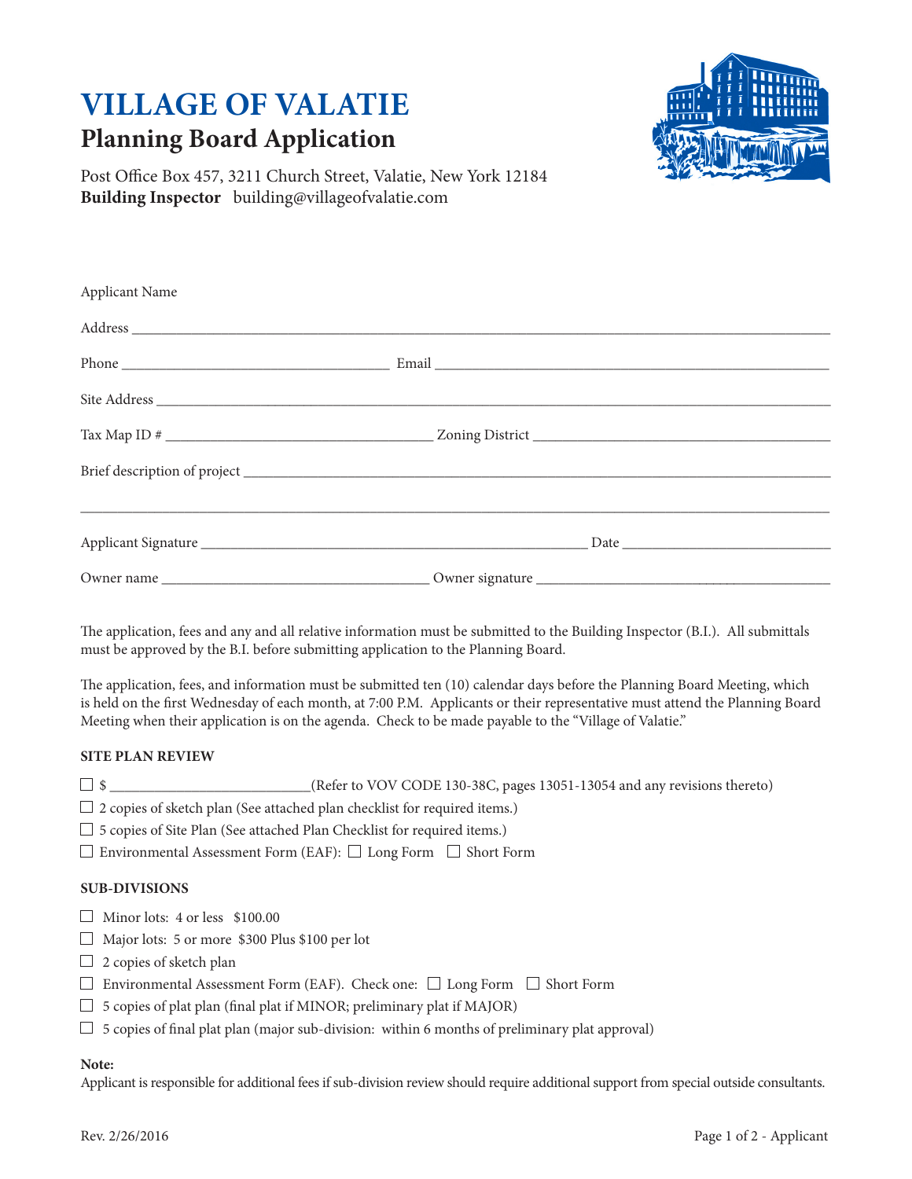# VILLAGE OF VALATIE

## Planning Board Application

Post Office Box 457, 3211 Church Street, Valatie, New York 12184
**Building Inspector** building@villageofvalatie.com

Applicant Name

Address ______________________________________________________________

Phone ____________________________ Email ____________________________

Site Address ______________________________________________________________

Tax Map ID # ____________________________ Zoning District ____________________________

Brief description of project ______________________________________________________________

______________________________________________________________

Applicant Signature ____________________________ Date ____________________________

Owner name ____________________________ Owner signature ____________________________

The application, fees and any and all relative information must be submitted to the Building Inspector (B.I.). All submittals must be approved by the B.I. before submitting application to the Planning Board.

The application, fees, and information must be submitted ten (10) calendar days before the Planning Board Meeting, which is held on the first Wednesday of each month, at 7:00 P.M. Applicants or their representative must attend the Planning Board Meeting when their application is on the agenda. Check to be made payable to the "Village of Valatie."

### SITE PLAN REVIEW

- ☐ $ ____________________(Refer to VOV CODE 130-38C, pages 13051-13054 and any revisions thereto)
- ☐ 2 copies of sketch plan (See attached plan checklist for required items.)
- ☐ 5 copies of Site Plan (See attached Plan Checklist for required items.)
- ☐ Environmental Assessment Form (EAF): ☐ Long Form ☐ Short Form

### SUB-DIVISIONS

- ☐ Minor lots: 4 or less $100.00
- ☐ Major lots: 5 or more $300 Plus $100 per lot
- ☐ 2 copies of sketch plan
- ☐ Environmental Assessment Form (EAF). Check one: ☐ Long Form ☐ Short Form
- ☐ 5 copies of plat plan (final plat if MINOR; preliminary plat if MAJOR)
- ☐ 5 copies of final plat plan (major sub-division: within 6 months of preliminary plat approval)

**Note:**
Applicant is responsible for additional fees if sub-division review should require additional support from special outside consultants.

Rev. 2/26/2016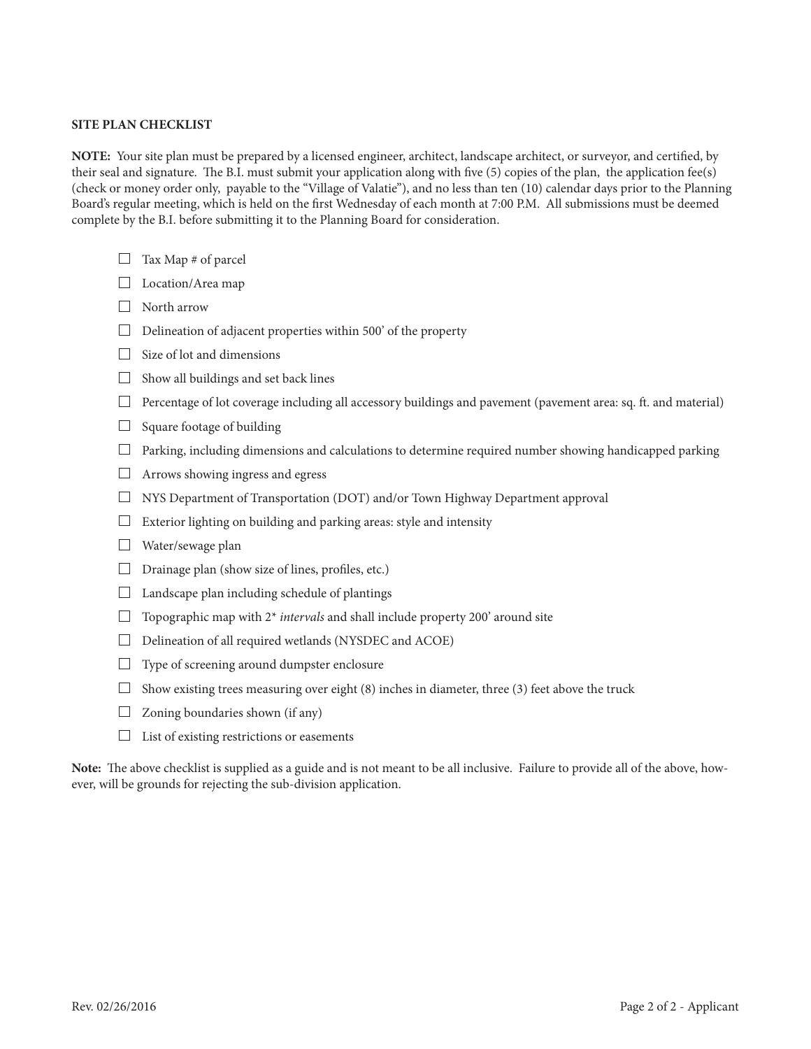**SITE PLAN CHECKLIST**

**NOTE:** Your site plan must be prepared by a licensed engineer, architect, landscape architect, or surveyor, and certified, by their seal and signature. The B.I. must submit your application along with five (5) copies of the plan, the application fee(s) (check or money order only, payable to the "Village of Valatie"), and no less than ten (10) calendar days prior to the Planning Board's regular meeting, which is held on the first Wednesday of each month at 7:00 P.M. All submissions must be deemed complete by the B.I. before submitting it to the Planning Board for consideration.

- ☐ Tax Map # of parcel
- ☐ Location/Area map
- ☐ North arrow
- ☐ Delineation of adjacent properties within 500' of the property
- ☐ Size of lot and dimensions
- ☐ Show all buildings and set back lines
- ☐ Percentage of lot coverage including all accessory buildings and pavement (pavement area: sq. ft. and material)
- ☐ Square footage of building
- ☐ Parking, including dimensions and calculations to determine required number showing handicapped parking
- ☐ Arrows showing ingress and egress
- ☐ NYS Department of Transportation (DOT) and/or Town Highway Department approval
- ☐ Exterior lighting on building and parking areas: style and intensity
- ☐ Water/sewage plan
- ☐ Drainage plan (show size of lines, profiles, etc.)
- ☐ Landscape plan including schedule of plantings
- ☐ Topographic map with 2* *intervals* and shall include property 200' around site
- ☐ Delineation of all required wetlands (NYSDEC and ACOE)
- ☐ Type of screening around dumpster enclosure
- ☐ Show existing trees measuring over eight (8) inches in diameter, three (3) feet above the truck
- ☐ Zoning boundaries shown (if any)
- ☐ List of existing restrictions or easements

**Note:** The above checklist is supplied as a guide and is not meant to be all inclusive. Failure to provide all of the above, however, will be grounds for rejecting the sub-division application.

Rev. 02/26/2016